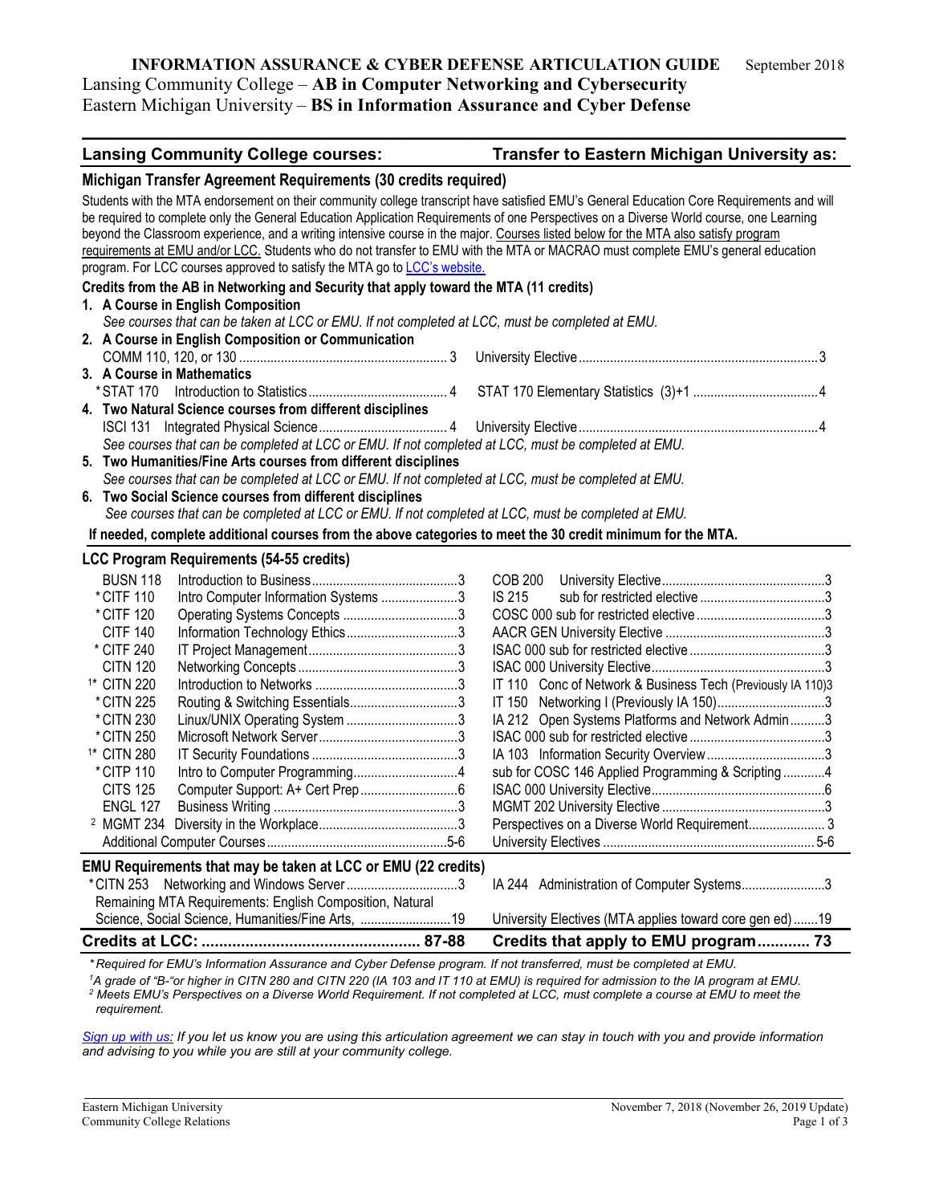# INFORMATION ASSURANCE & CYBER DEFENSE ARTICULATION GUIDE

September 2018

Lansing Community College – **AB in Computer Networking and Cybersecurity**
Eastern Michigan University – **BS in Information Assurance and Cyber Defense**

| **Lansing Community College courses:** | **Transfer to Eastern Michigan University as:** |
|---|---|

## Michigan Transfer Agreement Requirements (30 credits required)

Students with the MTA endorsement on their community college transcript have satisfied EMU's General Education Core Requirements and will be required to complete only the General Education Application Requirements of one Perspectives on a Diverse World course, one Learning beyond the Classroom experience, and a writing intensive course in the major. Courses listed below for the MTA also satisfy program requirements at EMU and/or LCC. Students who do not transfer to EMU with the MTA or MACRAO must complete EMU's general education program. For LCC courses approved to satisfy the MTA go to [LCC's website.]()

**Credits from the AB in Networking and Security that apply toward the MTA (11 credits)**

1. **A Course in English Composition**
   *See courses that can be taken at LCC or EMU. If not completed at LCC, must be completed at EMU.*
2. **A Course in English Composition or Communication**

| | | |
|---|---|---|
| COMM 110, 120, or 130 | 3 | University Elective 3 |

3. **A Course in Mathematics**

| | | |
|---|---|---|
| *STAT 170 Introduction to Statistics | 4 | STAT 170 Elementary Statistics (3)+1 4 |

4. **Two Natural Science courses from different disciplines**

| | | |
|---|---|---|
| ISCI 131 Integrated Physical Science | 4 | University Elective 4 |

   *See courses that can be completed at LCC or EMU. If not completed at LCC, must be completed at EMU.*
5. **Two Humanities/Fine Arts courses from different disciplines**
   *See courses that can be completed at LCC or EMU. If not completed at LCC, must be completed at EMU.*
6. **Two Social Science courses from different disciplines**
   *See courses that can be completed at LCC or EMU. If not completed at LCC, must be completed at EMU.*

**If needed, complete additional courses from the above categories to meet the 30 credit minimum for the MTA.**

## LCC Program Requirements (54-55 credits)

| LCC Course | Title | Credits | EMU Equivalent | Credits |
|---|---|---|---|---|
| BUSN 118 | Introduction to Business | 3 | COB 200 University Elective | 3 |
| *CITF 110 | Intro Computer Information Systems | 3 | IS 215 sub for restricted elective | 3 |
| *CITF 120 | Operating Systems Concepts | 3 | COSC 000 sub for restricted elective | 3 |
| CITF 140 | Information Technology Ethics | 3 | AACR GEN University Elective | 3 |
| *CITF 240 | IT Project Management | 3 | ISAC 000 sub for restricted elective | 3 |
| CITN 120 | Networking Concepts | 3 | ISAC 000 University Elective | 3 |
| [1]* CITN 220 | Introduction to Networks | 3 | IT 110 Conc of Network & Business Tech (Previously IA 110) | 3 |
| *CITN 225 | Routing & Switching Essentials | 3 | IT 150 Networking I (Previously IA 150) | 3 |
| *CITN 230 | Linux/UNIX Operating System | 3 | IA 212 Open Systems Platforms and Network Admin | 3 |
| *CITN 250 | Microsoft Network Server | 3 | ISAC 000 sub for restricted elective | 3 |
| [1]* CITN 280 | IT Security Foundations | 3 | IA 103 Information Security Overview | 3 |
| *CITP 110 | Intro to Computer Programming | 4 | sub for COSC 146 Applied Programming & Scripting | 4 |
| CITS 125 | Computer Support: A+ Cert Prep | 6 | ISAC 000 University Elective | 6 |
| ENGL 127 | Business Writing | 3 | MGMT 202 University Elective | 3 |
| [2] MGMT 234 | Diversity in the Workplace | 3 | Perspectives on a Diverse World Requirement | 3 |
| | Additional Computer Courses | 5-6 | University Electives | 5-6 |

## EMU Requirements that may be taken at LCC or EMU (22 credits)

| LCC Course | Credits | EMU Equivalent | Credits |
|---|---|---|---|
| *CITN 253 Networking and Windows Server | 3 | IA 244 Administration of Computer Systems | 3 |
| Remaining MTA Requirements: English Composition, Natural Science, Social Science, Humanities/Fine Arts, | 19 | University Electives (MTA applies toward core gen ed) | 19 |
| **Credits at LCC:** | **87-88** | **Credits that apply to EMU program** | **73** |

*\*Required for EMU's Information Assurance and Cyber Defense program. If not transferred, must be completed at EMU.*

*[1]A grade of "B-"or higher in CITN 280 and CITN 220 (IA 103 and IT 110 at EMU) is required for admission to the IA program at EMU.*

*[2] Meets EMU's Perspectives on a Diverse World Requirement. If not completed at LCC, must complete a course at EMU to meet the requirement.*

*[Sign up with us:]() If you let us know you are using this articulation agreement we can stay in touch with you and provide information and advising to you while you are still at your community college.*

Eastern Michigan University
Community College Relations

November 7, 2018 (November 26, 2019 Update)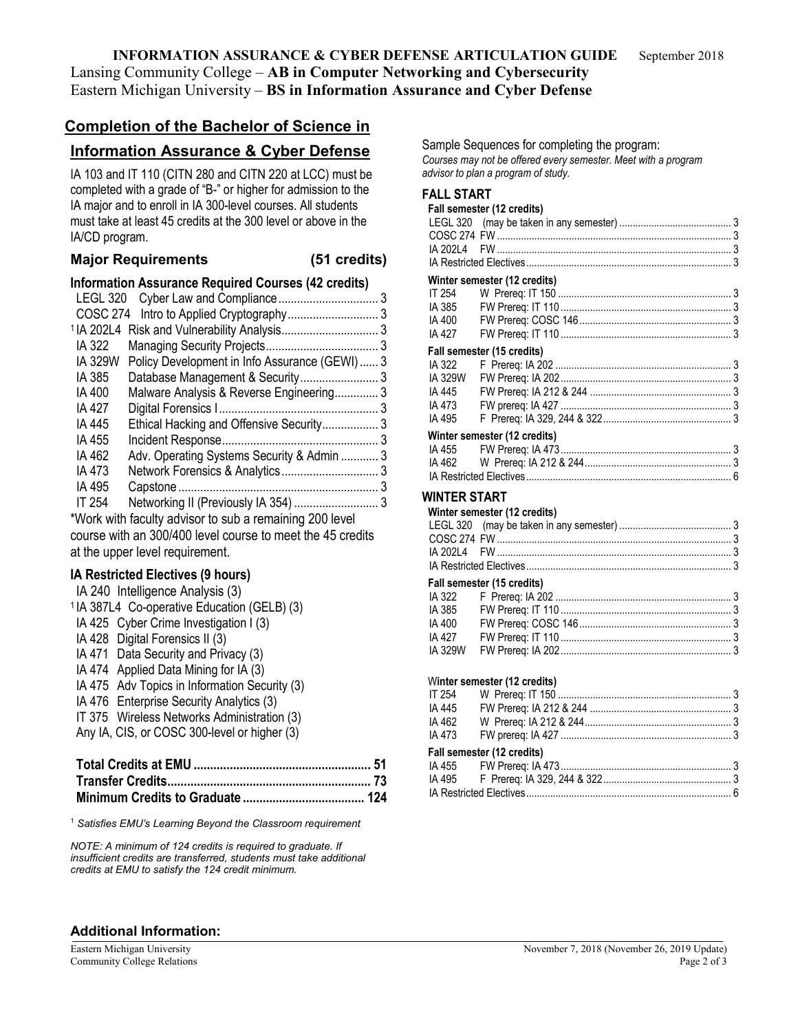**INFORMATION ASSURANCE & CYBER DEFENSE ARTICULATION GUIDE** September 2018

Lansing Community College – **AB in Computer Networking and Cybersecurity**
Eastern Michigan University – **BS in Information Assurance and Cyber Defense**

## Completion of the Bachelor of Science in Information Assurance & Cyber Defense

IA 103 and IT 110 (CITN 280 and CITN 220 at LCC) must be completed with a grade of "B-" or higher for admission to the IA major and to enroll in IA 300-level courses. All students must take at least 45 credits at the 300 level or above in the IA/CD program.

### Major Requirements (51 credits)

#### Information Assurance Required Courses (42 credits)

| Course | Title | Credits |
|---|---|---|
| LEGL 320 | Cyber Law and Compliance | 3 |
| COSC 274 | Intro to Applied Cryptography | 3 |
| [1] IA 202L4 | Risk and Vulnerability Analysis | 3 |
| IA 322 | Managing Security Projects | 3 |
| IA 329W | Policy Development in Info Assurance (GEWI) | 3 |
| IA 385 | Database Management & Security | 3 |
| IA 400 | Malware Analysis & Reverse Engineering | 3 |
| IA 427 | Digital Forensics I | 3 |
| IA 445 | Ethical Hacking and Offensive Security | 3 |
| IA 455 | Incident Response | 3 |
| IA 462 | Adv. Operating Systems Security & Admin | 3 |
| IA 473 | Network Forensics & Analytics | 3 |
| IA 495 | Capstone | 3 |
| IT 254 | Networking II (Previously IA 354) | 3 |

*Work with faculty advisor to sub a remaining 200 level course with an 300/400 level course to meet the 45 credits at the upper level requirement.

#### IA Restricted Electives (9 hours)

- IA 240 Intelligence Analysis (3)
- [1] IA 387L4 Co-operative Education (GELB) (3)
- IA 425 Cyber Crime Investigation I (3)
- IA 428 Digital Forensics II (3)
- IA 471 Data Security and Privacy (3)
- IA 474 Applied Data Mining for IA (3)
- IA 475 Adv Topics in Information Security (3)
- IA 476 Enterprise Security Analytics (3)
- IT 375 Wireless Networks Administration (3)
- Any IA, CIS, or COSC 300-level or higher (3)

| | |
|---|---|
| **Total Credits at EMU** | **51** |
| **Transfer Credits** | **73** |
| **Minimum Credits to Graduate** | **124** |

[1] *Satisfies EMU's Learning Beyond the Classroom requirement*

*NOTE: A minimum of 124 credits is required to graduate. If insufficient credits are transferred, students must take additional credits at EMU to satisfy the 124 credit minimum.*

Sample Sequences for completing the program:
*Courses may not be offered every semester. Meet with a program advisor to plan a program of study.*

### FALL START

**Fall semester (12 credits)**

| Course | Notes | Credits |
|---|---|---|
| LEGL 320 | (may be taken in any semester) | 3 |
| COSC 274 | FW | 3 |
| IA 202L4 | FW | 3 |
| IA Restricted Electives | | 3 |

**Winter semester (12 credits)**

| Course | Notes | Credits |
|---|---|---|
| IT 254 | W Prereq: IT 150 | 3 |
| IA 385 | FW Prereq: IT 110 | 3 |
| IA 400 | FW Prereq: COSC 146 | 3 |
| IA 427 | FW Prereq: IT 110 | 3 |

**Fall semester (15 credits)**

| Course | Notes | Credits |
|---|---|---|
| IA 322 | F Prereq: IA 202 | 3 |
| IA 329W | FW Prereq: IA 202 | 3 |
| IA 445 | FW Prereq: IA 212 & 244 | 3 |
| IA 473 | FW prereq: IA 427 | 3 |
| IA 495 | F Prereq: IA 329, 244 & 322 | 3 |

**Winter semester (12 credits)**

| Course | Notes | Credits |
|---|---|---|
| IA 455 | FW Prereq: IA 473 | 3 |
| IA 462 | W Prereq: IA 212 & 244 | 3 |
| IA Restricted Electives | | 6 |

### WINTER START

**Winter semester (12 credits)**

| Course | Notes | Credits |
|---|---|---|
| LEGL 320 | (may be taken in any semester) | 3 |
| COSC 274 | FW | 3 |
| IA 202L4 | FW | 3 |
| IA Restricted Electives | | 3 |

**Fall semester (15 credits)**

| Course | Notes | Credits |
|---|---|---|
| IA 322 | F Prereq: IA 202 | 3 |
| IA 385 | FW Prereq: IT 110 | 3 |
| IA 400 | FW Prereq: COSC 146 | 3 |
| IA 427 | FW Prereq: IT 110 | 3 |
| IA 329W | FW Prereq: IA 202 | 3 |

**Winter semester (12 credits)**

| Course | Notes | Credits |
|---|---|---|
| IT 254 | W Prereq: IT 150 | 3 |
| IA 445 | FW Prereq: IA 212 & 244 | 3 |
| IA 462 | W Prereq: IA 212 & 244 | 3 |
| IA 473 | FW prereq: IA 427 | 3 |

**Fall semester (12 credits)**

| Course | Notes | Credits |
|---|---|---|
| IA 455 | FW Prereq: IA 473 | 3 |
| IA 495 | F Prereq: IA 329, 244 & 322 | 3 |
| IA Restricted Electives | | 6 |

### Additional Information: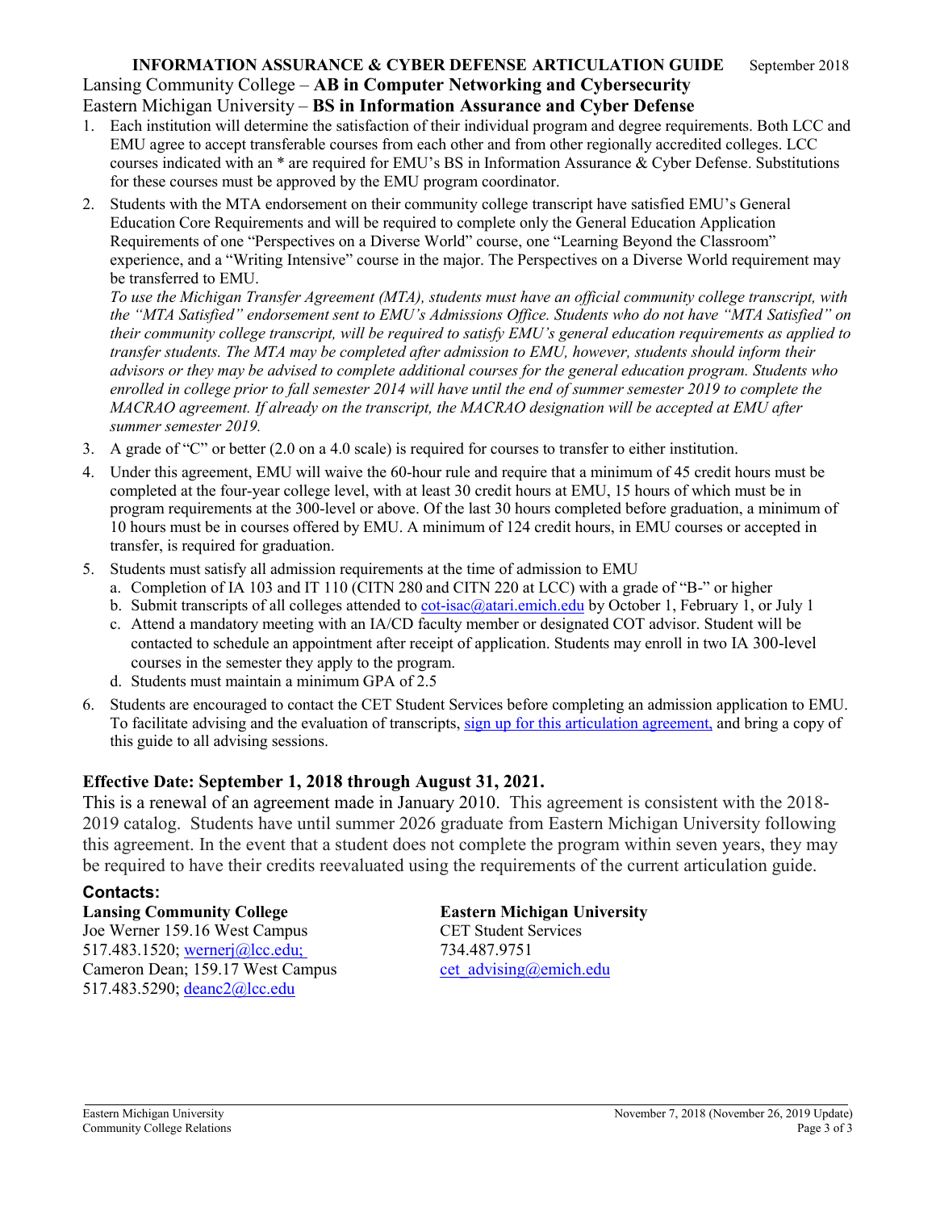**INFORMATION ASSURANCE & CYBER DEFENSE ARTICULATION GUIDE** September 2018

Lansing Community College – **AB in Computer Networking and Cybersecurity**
Eastern Michigan University – **BS in Information Assurance and Cyber Defense**

1. Each institution will determine the satisfaction of their individual program and degree requirements. Both LCC and EMU agree to accept transferable courses from each other and from other regionally accredited colleges. LCC courses indicated with an * are required for EMU's BS in Information Assurance & Cyber Defense. Substitutions for these courses must be approved by the EMU program coordinator.
2. Students with the MTA endorsement on their community college transcript have satisfied EMU's General Education Core Requirements and will be required to complete only the General Education Application Requirements of one "Perspectives on a Diverse World" course, one "Learning Beyond the Classroom" experience, and a "Writing Intensive" course in the major. The Perspectives on a Diverse World requirement may be transferred to EMU.
*To use the Michigan Transfer Agreement (MTA), students must have an official community college transcript, with the "MTA Satisfied" endorsement sent to EMU's Admissions Office. Students who do not have "MTA Satisfied" on their community college transcript, will be required to satisfy EMU's general education requirements as applied to transfer students. The MTA may be completed after admission to EMU, however, students should inform their advisors or they may be advised to complete additional courses for the general education program. Students who enrolled in college prior to fall semester 2014 will have until the end of summer semester 2019 to complete the MACRAO agreement. If already on the transcript, the MACRAO designation will be accepted at EMU after summer semester 2019.*
3. A grade of "C" or better (2.0 on a 4.0 scale) is required for courses to transfer to either institution.
4. Under this agreement, EMU will waive the 60-hour rule and require that a minimum of 45 credit hours must be completed at the four-year college level, with at least 30 credit hours at EMU, 15 hours of which must be in program requirements at the 300-level or above. Of the last 30 hours completed before graduation, a minimum of 10 hours must be in courses offered by EMU. A minimum of 124 credit hours, in EMU courses or accepted in transfer, is required for graduation.
5. Students must satisfy all admission requirements at the time of admission to EMU
   a. Completion of IA 103 and IT 110 (CITN 280 and CITN 220 at LCC) with a grade of "B-" or higher
   b. Submit transcripts of all colleges attended to cot-isac@atari.emich.edu by October 1, February 1, or July 1
   c. Attend a mandatory meeting with an IA/CD faculty member or designated COT advisor. Student will be contacted to schedule an appointment after receipt of application. Students may enroll in two IA 300-level courses in the semester they apply to the program.
   d. Students must maintain a minimum GPA of 2.5
6. Students are encouraged to contact the CET Student Services before completing an admission application to EMU. To facilitate advising and the evaluation of transcripts, sign up for this articulation agreement, and bring a copy of this guide to all advising sessions.

## Effective Date: September 1, 2018 through August 31, 2021.

This is a renewal of an agreement made in January 2010. This agreement is consistent with the 2018-2019 catalog. Students have until summer 2026 graduate from Eastern Michigan University following this agreement. In the event that a student does not complete the program within seven years, they may be required to have their credits reevaluated using the requirements of the current articulation guide.

### Contacts:

**Lansing Community College**
Joe Werner 159.16 West Campus
517.483.1520; wernerj@lcc.edu;
Cameron Dean; 159.17 West Campus
517.483.5290; deanc2@lcc.edu

**Eastern Michigan University**
CET Student Services
734.487.9751
cet_advising@emich.edu

Eastern Michigan University
Community College Relations

November 7, 2018 (November 26, 2019 Update)